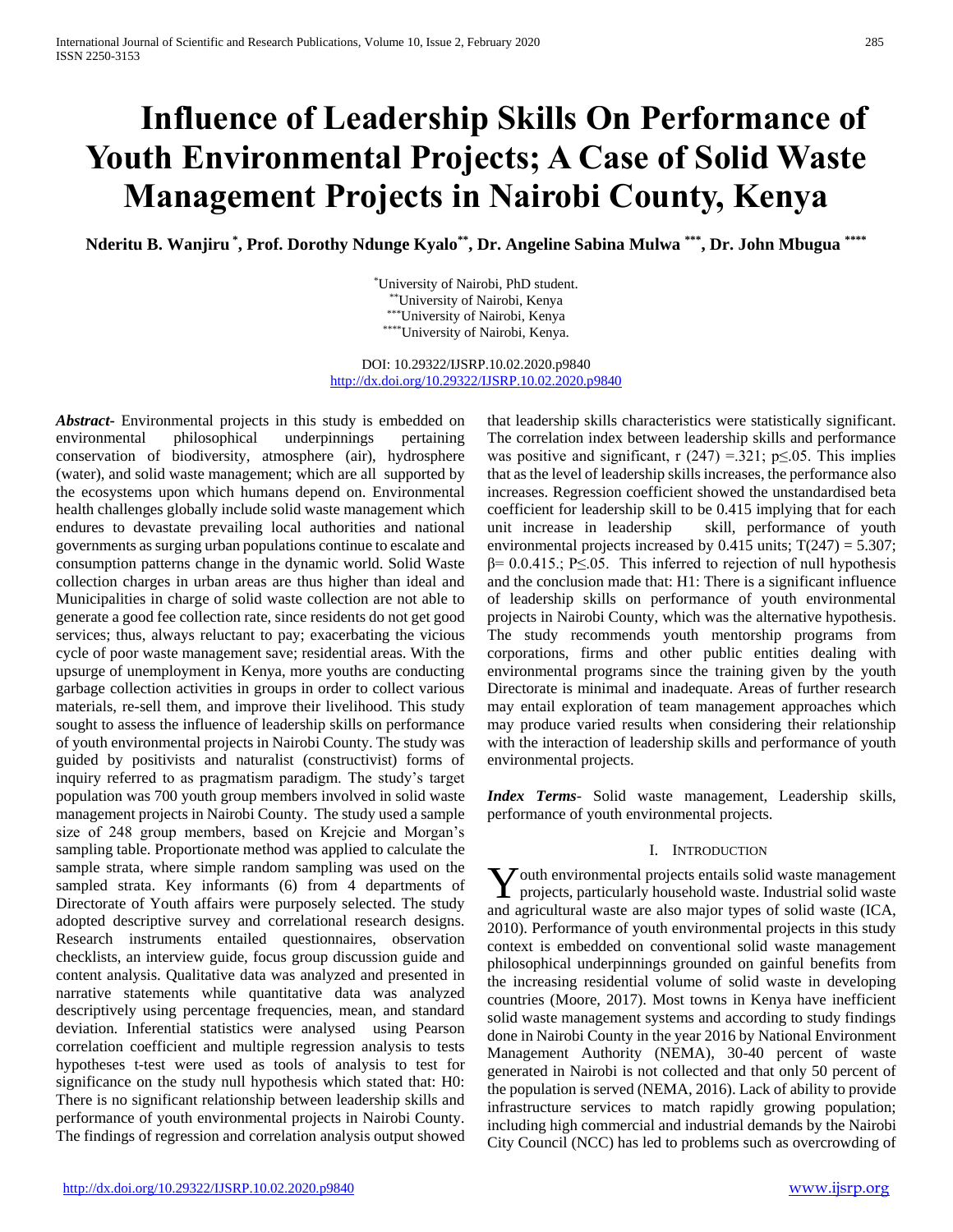# Influence of Leadership Skills On Performance of Youth Environmental Projects; A Case of Solid Waste Management Projects in Nairobi County, Kenya

**Nderitu B. Wanjiru [*], Prof. Dorothy Ndunge Kyalo [**], Dr. Angeline Sabina Mulwa [***], Dr. John Mbugua [****]**

[*] University of Nairobi, PhD student.
[**] University of Nairobi, Kenya
[***] University of Nairobi, Kenya
[****] University of Nairobi, Kenya.

DOI: 10.29322/IJSRP.10.02.2020.p9840
http://dx.doi.org/10.29322/IJSRP.10.02.2020.p9840

***Abstract***- Environmental projects in this study is embedded on environmental philosophical underpinnings pertaining conservation of biodiversity, atmosphere (air), hydrosphere (water), and solid waste management; which are all supported by the ecosystems upon which humans depend on. Environmental health challenges globally include solid waste management which endures to devastate prevailing local authorities and national governments as surging urban populations continue to escalate and consumption patterns change in the dynamic world. Solid Waste collection charges in urban areas are thus higher than ideal and Municipalities in charge of solid waste collection are not able to generate a good fee collection rate, since residents do not get good services; thus, always reluctant to pay; exacerbating the vicious cycle of poor waste management save; residential areas. With the upsurge of unemployment in Kenya, more youths are conducting garbage collection activities in groups in order to collect various materials, re-sell them, and improve their livelihood. This study sought to assess the influence of leadership skills on performance of youth environmental projects in Nairobi County. The study was guided by positivists and naturalist (constructivist) forms of inquiry referred to as pragmatism paradigm. The study's target population was 700 youth group members involved in solid waste management projects in Nairobi County. The study used a sample size of 248 group members, based on Krejcie and Morgan's sampling table. Proportionate method was applied to calculate the sample strata, where simple random sampling was used on the sampled strata. Key informants (6) from 4 departments of Directorate of Youth affairs were purposely selected. The study adopted descriptive survey and correlational research designs. Research instruments entailed questionnaires, observation checklists, an interview guide, focus group discussion guide and content analysis. Qualitative data was analyzed and presented in narrative statements while quantitative data was analyzed descriptively using percentage frequencies, mean, and standard deviation. Inferential statistics were analysed using Pearson correlation coefficient and multiple regression analysis to tests hypotheses t-test were used as tools of analysis to test for significance on the study null hypothesis which stated that: H0: There is no significant relationship between leadership skills and performance of youth environmental projects in Nairobi County. The findings of regression and correlation analysis output showed that leadership skills characteristics were statistically significant. The correlation index between leadership skills and performance was positive and significant, $r(247) = .321$; $p \leq .05$. This implies that as the level of leadership skills increases, the performance also increases. Regression coefficient showed the unstandardised beta coefficient for leadership skill to be 0.415 implying that for each unit increase in leadership skill, performance of youth environmental projects increased by 0.415 units; $T(247) = 5.307$; $\beta = 0.0.415.$; $P \leq .05$. This inferred to rejection of null hypothesis and the conclusion made that: H1: There is a significant influence of leadership skills on performance of youth environmental projects in Nairobi County, which was the alternative hypothesis. The study recommends youth mentorship programs from corporations, firms and other public entities dealing with environmental programs since the training given by the youth Directorate is minimal and inadequate. Areas of further research may entail exploration of team management approaches which may produce varied results when considering their relationship with the interaction of leadership skills and performance of youth environmental projects.

***Index Terms***- Solid waste management, Leadership skills, performance of youth environmental projects.

## I. Introduction

Youth environmental projects entails solid waste management projects, particularly household waste. Industrial solid waste and agricultural waste are also major types of solid waste (ICA, 2010). Performance of youth environmental projects in this study context is embedded on conventional solid waste management philosophical underpinnings grounded on gainful benefits from the increasing residential volume of solid waste in developing countries (Moore, 2017). Most towns in Kenya have inefficient solid waste management systems and according to study findings done in Nairobi County in the year 2016 by National Environment Management Authority (NEMA), 30-40 percent of waste generated in Nairobi is not collected and that only 50 percent of the population is served (NEMA, 2016). Lack of ability to provide infrastructure services to match rapidly growing population; including high commercial and industrial demands by the Nairobi City Council (NCC) has led to problems such as overcrowding of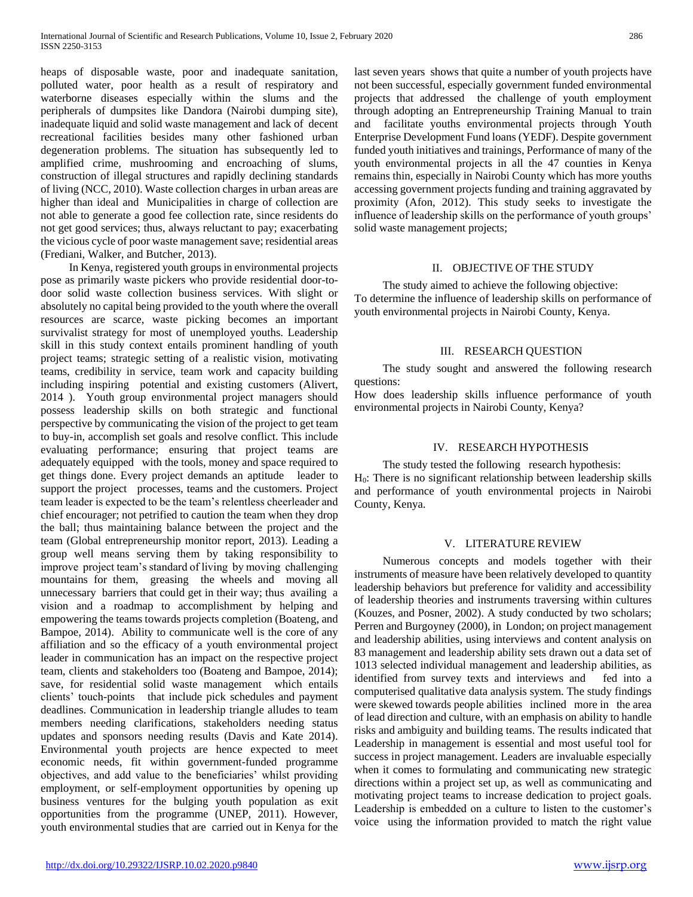heaps of disposable waste, poor and inadequate sanitation, polluted water, poor health as a result of respiratory and waterborne diseases especially within the slums and the peripherals of dumpsites like Dandora (Nairobi dumping site), inadequate liquid and solid waste management and lack of decent recreational facilities besides many other fashioned urban degeneration problems. The situation has subsequently led to amplified crime, mushrooming and encroaching of slums, construction of illegal structures and rapidly declining standards of living (NCC, 2010). Waste collection charges in urban areas are higher than ideal and Municipalities in charge of collection are not able to generate a good fee collection rate, since residents do not get good services; thus, always reluctant to pay; exacerbating the vicious cycle of poor waste management save; residential areas (Frediani, Walker, and Butcher, 2013).

In Kenya, registered youth groups in environmental projects pose as primarily waste pickers who provide residential door-to-door solid waste collection business services. With slight or absolutely no capital being provided to the youth where the overall resources are scarce, waste picking becomes an important survivalist strategy for most of unemployed youths. Leadership skill in this study context entails prominent handling of youth project teams; strategic setting of a realistic vision, motivating teams, credibility in service, team work and capacity building including inspiring potential and existing customers (Alivert, 2014 ). Youth group environmental project managers should possess leadership skills on both strategic and functional perspective by communicating the vision of the project to get team to buy-in, accomplish set goals and resolve conflict. This include evaluating performance; ensuring that project teams are adequately equipped with the tools, money and space required to get things done. Every project demands an aptitude leader to support the project processes, teams and the customers. Project team leader is expected to be the team's relentless cheerleader and chief encourager; not petrified to caution the team when they drop the ball; thus maintaining balance between the project and the team (Global entrepreneurship monitor report, 2013). Leading a group well means serving them by taking responsibility to improve project team's standard of living by moving challenging mountains for them, greasing the wheels and moving all unnecessary barriers that could get in their way; thus availing a vision and a roadmap to accomplishment by helping and empowering the teams towards projects completion (Boateng, and Bampoe, 2014). Ability to communicate well is the core of any affiliation and so the efficacy of a youth environmental project leader in communication has an impact on the respective project team, clients and stakeholders too (Boateng and Bampoe, 2014); save, for residential solid waste management which entails clients' touch-points that include pick schedules and payment deadlines. Communication in leadership triangle alludes to team members needing clarifications, stakeholders needing status updates and sponsors needing results (Davis and Kate 2014). Environmental youth projects are hence expected to meet economic needs, fit within government-funded programme objectives, and add value to the beneficiaries' whilst providing employment, or self-employment opportunities by opening up business ventures for the bulging youth population as exit opportunities from the programme (UNEP, 2011). However, youth environmental studies that are carried out in Kenya for the last seven years shows that quite a number of youth projects have not been successful, especially government funded environmental projects that addressed the challenge of youth employment through adopting an Entrepreneurship Training Manual to train and facilitate youths environmental projects through Youth Enterprise Development Fund loans (YEDF). Despite government funded youth initiatives and trainings, Performance of many of the youth environmental projects in all the 47 counties in Kenya remains thin, especially in Nairobi County which has more youths accessing government projects funding and training aggravated by proximity (Afon, 2012). This study seeks to investigate the influence of leadership skills on the performance of youth groups' solid waste management projects;

## II. OBJECTIVE OF THE STUDY

The study aimed to achieve the following objective:
To determine the influence of leadership skills on performance of youth environmental projects in Nairobi County, Kenya.

## III. RESEARCH QUESTION

The study sought and answered the following research questions:
How does leadership skills influence performance of youth environmental projects in Nairobi County, Kenya?

## IV. RESEARCH HYPOTHESIS

The study tested the following research hypothesis:
$H_0$: There is no significant relationship between leadership skills and performance of youth environmental projects in Nairobi County, Kenya.

## V. LITERATURE REVIEW

Numerous concepts and models together with their instruments of measure have been relatively developed to quantity leadership behaviors but preference for validity and accessibility of leadership theories and instruments traversing within cultures (Kouzes, and Posner, 2002). A study conducted by two scholars; Perren and Burgoyney (2000), in London; on project management and leadership abilities, using interviews and content analysis on 83 management and leadership ability sets drawn out a data set of 1013 selected individual management and leadership abilities, as identified from survey texts and interviews and fed into a computerised qualitative data analysis system. The study findings were skewed towards people abilities inclined more in the area of lead direction and culture, with an emphasis on ability to handle risks and ambiguity and building teams. The results indicated that Leadership in management is essential and most useful tool for success in project management. Leaders are invaluable especially when it comes to formulating and communicating new strategic directions within a project set up, as well as communicating and motivating project teams to increase dedication to project goals. Leadership is embedded on a culture to listen to the customer's voice using the information provided to match the right value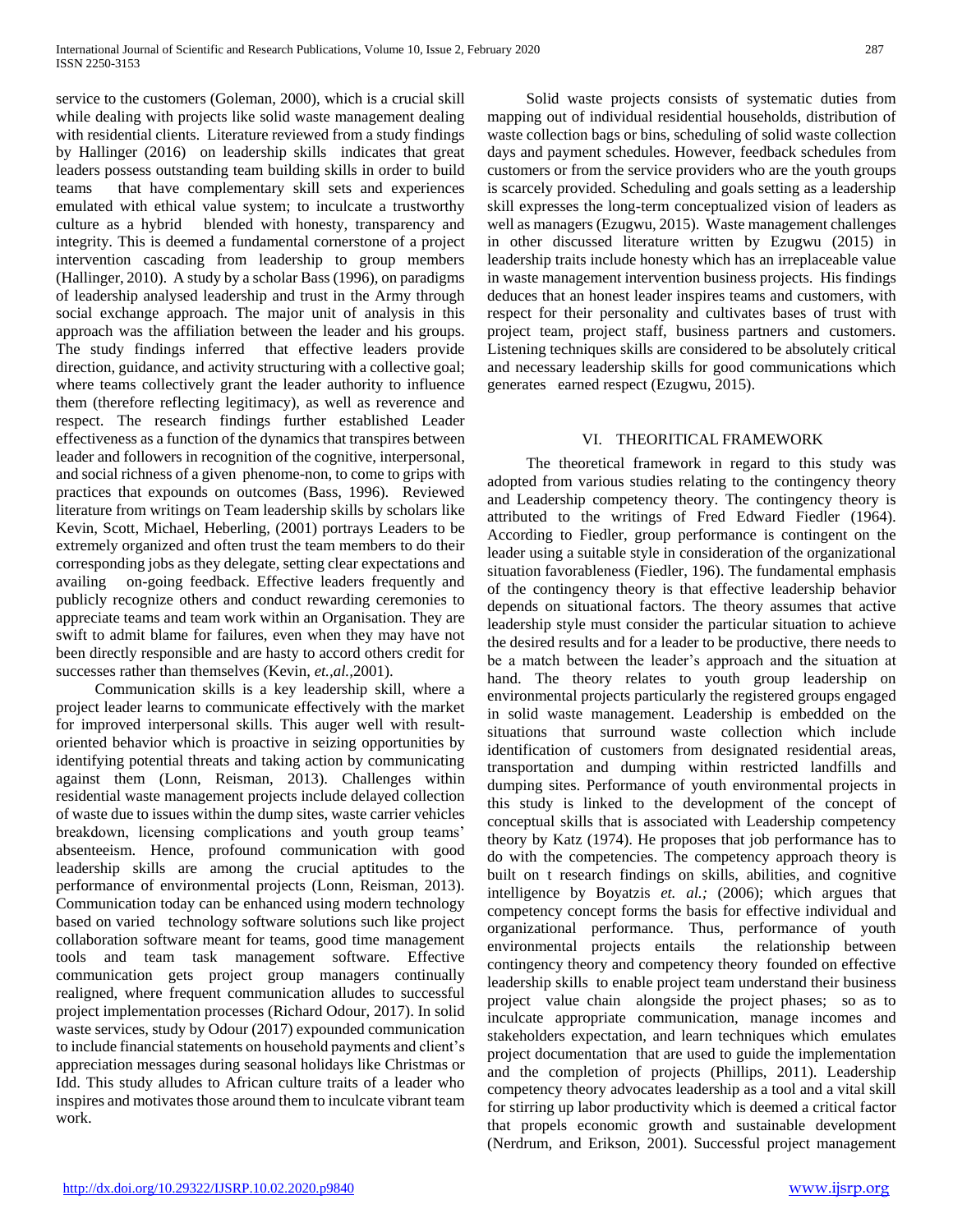service to the customers (Goleman, 2000), which is a crucial skill while dealing with projects like solid waste management dealing with residential clients. Literature reviewed from a study findings by Hallinger (2016) on leadership skills indicates that great leaders possess outstanding team building skills in order to build teams that have complementary skill sets and experiences emulated with ethical value system; to inculcate a trustworthy culture as a hybrid blended with honesty, transparency and integrity. This is deemed a fundamental cornerstone of a project intervention cascading from leadership to group members (Hallinger, 2010). A study by a scholar Bass (1996), on paradigms of leadership analysed leadership and trust in the Army through social exchange approach. The major unit of analysis in this approach was the affiliation between the leader and his groups. The study findings inferred that effective leaders provide direction, guidance, and activity structuring with a collective goal; where teams collectively grant the leader authority to influence them (therefore reflecting legitimacy), as well as reverence and respect. The research findings further established Leader effectiveness as a function of the dynamics that transpires between leader and followers in recognition of the cognitive, interpersonal, and social richness of a given phenome-non, to come to grips with practices that expounds on outcomes (Bass, 1996). Reviewed literature from writings on Team leadership skills by scholars like Kevin, Scott, Michael, Heberling, (2001) portrays Leaders to be extremely organized and often trust the team members to do their corresponding jobs as they delegate, setting clear expectations and availing on-going feedback. Effective leaders frequently and publicly recognize others and conduct rewarding ceremonies to appreciate teams and team work within an Organisation. They are swift to admit blame for failures, even when they may have not been directly responsible and are hasty to accord others credit for successes rather than themselves (Kevin, *et.,al.,*2001).

Communication skills is a key leadership skill, where a project leader learns to communicate effectively with the market for improved interpersonal skills. This auger well with result-oriented behavior which is proactive in seizing opportunities by identifying potential threats and taking action by communicating against them (Lonn, Reisman, 2013). Challenges within residential waste management projects include delayed collection of waste due to issues within the dump sites, waste carrier vehicles breakdown, licensing complications and youth group teams' absenteeism. Hence, profound communication with good leadership skills are among the crucial aptitudes to the performance of environmental projects (Lonn, Reisman, 2013). Communication today can be enhanced using modern technology based on varied technology software solutions such like project collaboration software meant for teams, good time management tools and team task management software. Effective communication gets project group managers continually realigned, where frequent communication alludes to successful project implementation processes (Richard Odour, 2017). In solid waste services, study by Odour (2017) expounded communication to include financial statements on household payments and client's appreciation messages during seasonal holidays like Christmas or Idd. This study alludes to African culture traits of a leader who inspires and motivates those around them to inculcate vibrant team work.

Solid waste projects consists of systematic duties from mapping out of individual residential households, distribution of waste collection bags or bins, scheduling of solid waste collection days and payment schedules. However, feedback schedules from customers or from the service providers who are the youth groups is scarcely provided. Scheduling and goals setting as a leadership skill expresses the long-term conceptualized vision of leaders as well as managers (Ezugwu, 2015). Waste management challenges in other discussed literature written by Ezugwu (2015) in leadership traits include honesty which has an irreplaceable value in waste management intervention business projects. His findings deduces that an honest leader inspires teams and customers, with respect for their personality and cultivates bases of trust with project team, project staff, business partners and customers. Listening techniques skills are considered to be absolutely critical and necessary leadership skills for good communications which generates earned respect (Ezugwu, 2015).

## VI. THEORITICAL FRAMEWORK

The theoretical framework in regard to this study was adopted from various studies relating to the contingency theory and Leadership competency theory. The contingency theory is attributed to the writings of Fred Edward Fiedler (1964). According to Fiedler, group performance is contingent on the leader using a suitable style in consideration of the organizational situation favorableness (Fiedler, 196). The fundamental emphasis of the contingency theory is that effective leadership behavior depends on situational factors. The theory assumes that active leadership style must consider the particular situation to achieve the desired results and for a leader to be productive, there needs to be a match between the leader's approach and the situation at hand. The theory relates to youth group leadership on environmental projects particularly the registered groups engaged in solid waste management. Leadership is embedded on the situations that surround waste collection which include identification of customers from designated residential areas, transportation and dumping within restricted landfills and dumping sites. Performance of youth environmental projects in this study is linked to the development of the concept of conceptual skills that is associated with Leadership competency theory by Katz (1974). He proposes that job performance has to do with the competencies. The competency approach theory is built on t research findings on skills, abilities, and cognitive intelligence by Boyatzis *et. al.;* (2006); which argues that competency concept forms the basis for effective individual and organizational performance. Thus, performance of youth environmental projects entails the relationship between contingency theory and competency theory founded on effective leadership skills to enable project team understand their business project value chain alongside the project phases; so as to inculcate appropriate communication, manage incomes and stakeholders expectation, and learn techniques which emulates project documentation that are used to guide the implementation and the completion of projects (Phillips, 2011). Leadership competency theory advocates leadership as a tool and a vital skill for stirring up labor productivity which is deemed a critical factor that propels economic growth and sustainable development (Nerdrum, and Erikson, 2001). Successful project management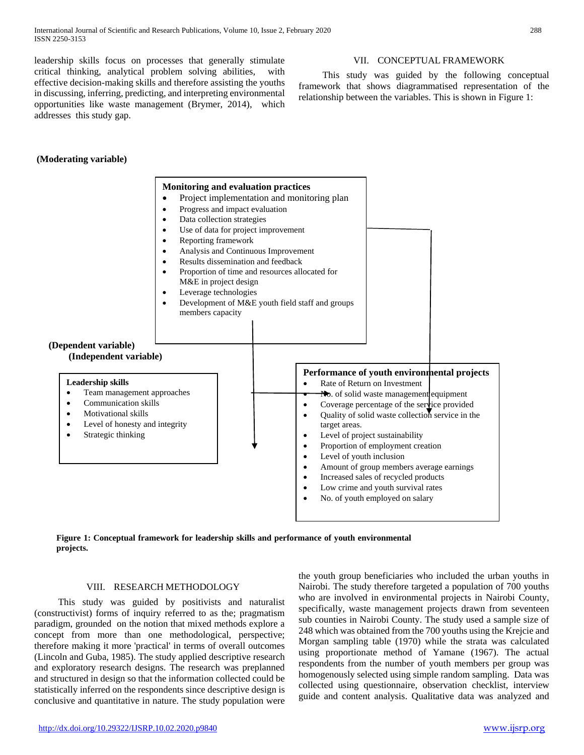leadership skills focus on processes that generally stimulate critical thinking, analytical problem solving abilities, with effective decision-making skills and therefore assisting the youths in discussing, inferring, predicting, and interpreting environmental opportunities like waste management (Brymer, 2014), which addresses this study gap.

## VII. CONCEPTUAL FRAMEWORK

This study was guided by the following conceptual framework that shows diagrammatised representation of the relationship between the variables. This is shown in Figure 1:

**(Moderating variable)**

**Monitoring and evaluation practices**

- Project implementation and monitoring plan
- Progress and impact evaluation
- Data collection strategies
- Use of data for project improvement
- Reporting framework
- Analysis and Continuous Improvement
- Results dissemination and feedback
- Proportion of time and resources allocated for M&E in project design
- Leverage technologies
- Development of M&E youth field staff and groups members capacity

**(Dependent variable)**

**(Independent variable)**

**Leadership skills**

- Team management approaches
- Communication skills
- Motivational skills
- Level of honesty and integrity
- Strategic thinking

**Performance of youth environmental projects**

- Rate of Return on Investment
- No. of solid waste management equipment
- Coverage percentage of the service provided
- Quality of solid waste collection service in the target areas.
- Level of project sustainability
- Proportion of employment creation
- Level of youth inclusion
- Amount of group members average earnings
- Increased sales of recycled products
- Low crime and youth survival rates
- No. of youth employed on salary

**Figure 1: Conceptual framework for leadership skills and performance of youth environmental projects.**

## VIII. RESEARCH METHODOLOGY

This study was guided by positivists and naturalist (constructivist) forms of inquiry referred to as the; pragmatism paradigm, grounded on the notion that mixed methods explore a concept from more than one methodological, perspective; therefore making it more 'practical' in terms of overall outcomes (Lincoln and Guba, 1985). The study applied descriptive research and exploratory research designs. The research was preplanned and structured in design so that the information collected could be statistically inferred on the respondents since descriptive design is conclusive and quantitative in nature. The study population were the youth group beneficiaries who included the urban youths in Nairobi. The study therefore targeted a population of 700 youths who are involved in environmental projects in Nairobi County, specifically, waste management projects drawn from seventeen sub counties in Nairobi County. The study used a sample size of 248 which was obtained from the 700 youths using the Krejcie and Morgan sampling table (1970) while the strata was calculated using proportionate method of Yamane (1967). The actual respondents from the number of youth members per group was homogenously selected using simple random sampling. Data was collected using questionnaire, observation checklist, interview guide and content analysis. Qualitative data was analyzed and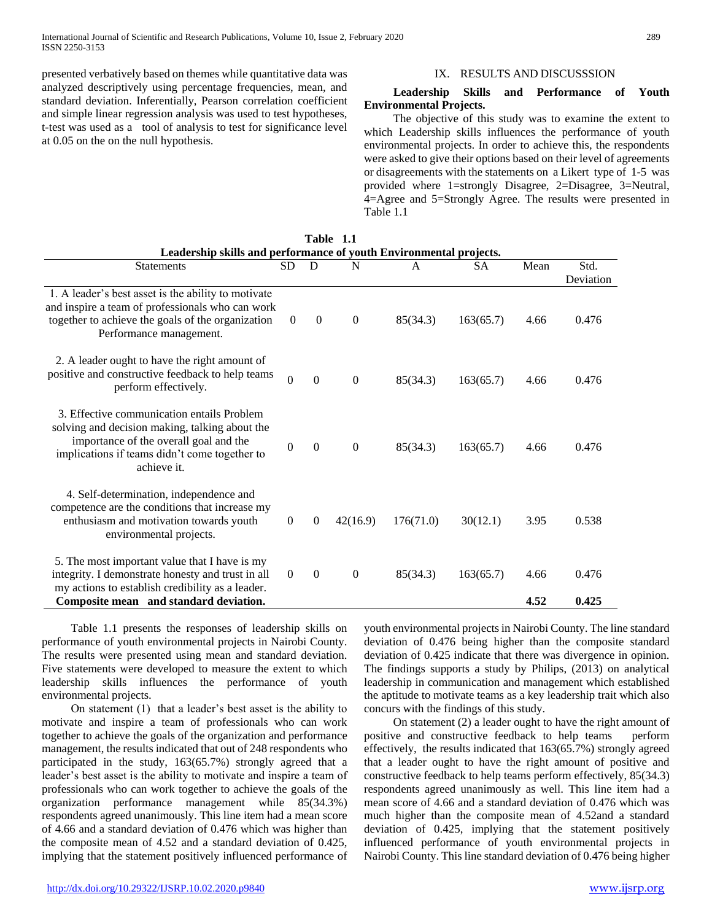presented verbatively based on themes while quantitative data was analyzed descriptively using percentage frequencies, mean, and standard deviation. Inferentially, Pearson correlation coefficient and simple linear regression analysis was used to test hypotheses, t-test was used as a tool of analysis to test for significance level at 0.05 on the on the null hypothesis.

## IX. RESULTS AND DISCUSSSION

**Leadership Skills and Performance of Youth Environmental Projects.**

The objective of this study was to examine the extent to which Leadership skills influences the performance of youth environmental projects. In order to achieve this, the respondents were asked to give their options based on their level of agreements or disagreements with the statements on a Likert type of 1-5 was provided where 1=strongly Disagree, 2=Disagree, 3=Neutral, 4=Agree and 5=Strongly Agree. The results were presented in Table 1.1

**Table 1.1**
**Leadership skills and performance of youth Environmental projects.**

| Statements | SD | D | N | A | SA | Mean | Std. Deviation |
|---|---|---|---|---|---|---|---|
| 1. A leader's best asset is the ability to motivate and inspire a team of professionals who can work together to achieve the goals of the organization Performance management. | 0 | 0 | 0 | 85(34.3) | 163(65.7) | 4.66 | 0.476 |
| 2. A leader ought to have the right amount of positive and constructive feedback to help teams perform effectively. | 0 | 0 | 0 | 85(34.3) | 163(65.7) | 4.66 | 0.476 |
| 3. Effective communication entails Problem solving and decision making, talking about the importance of the overall goal and the implications if teams didn't come together to achieve it. | 0 | 0 | 0 | 85(34.3) | 163(65.7) | 4.66 | 0.476 |
| 4. Self-determination, independence and competence are the conditions that increase my enthusiasm and motivation towards youth environmental projects. | 0 | 0 | 42(16.9) | 176(71.0) | 30(12.1) | 3.95 | 0.538 |
| 5. The most important value that I have is my integrity. I demonstrate honesty and trust in all my actions to establish credibility as a leader. | 0 | 0 | 0 | 85(34.3) | 163(65.7) | 4.66 | 0.476 |
| **Composite mean and standard deviation.** | | | | | | **4.52** | **0.425** |

Table 1.1 presents the responses of leadership skills on performance of youth environmental projects in Nairobi County. The results were presented using mean and standard deviation. Five statements were developed to measure the extent to which leadership skills influences the performance of youth environmental projects.

On statement (1) that a leader's best asset is the ability to motivate and inspire a team of professionals who can work together to achieve the goals of the organization and performance management, the results indicated that out of 248 respondents who participated in the study, 163(65.7%) strongly agreed that a leader's best asset is the ability to motivate and inspire a team of professionals who can work together to achieve the goals of the organization performance management while 85(34.3%) respondents agreed unanimously. This line item had a mean score of 4.66 and a standard deviation of 0.476 which was higher than the composite mean of 4.52 and a standard deviation of 0.425, implying that the statement positively influenced performance of youth environmental projects in Nairobi County. The line standard deviation of 0.476 being higher than the composite standard deviation of 0.425 indicate that there was divergence in opinion. The findings supports a study by Philips, (2013) on analytical leadership in communication and management which established the aptitude to motivate teams as a key leadership trait which also concurs with the findings of this study.

On statement (2) a leader ought to have the right amount of positive and constructive feedback to help teams perform effectively, the results indicated that 163(65.7%) strongly agreed that a leader ought to have the right amount of positive and constructive feedback to help teams perform effectively, 85(34.3) respondents agreed unanimously as well. This line item had a mean score of 4.66 and a standard deviation of 0.476 which was much higher than the composite mean of 4.52and a standard deviation of 0.425, implying that the statement positively influenced performance of youth environmental projects in Nairobi County. This line standard deviation of 0.476 being higher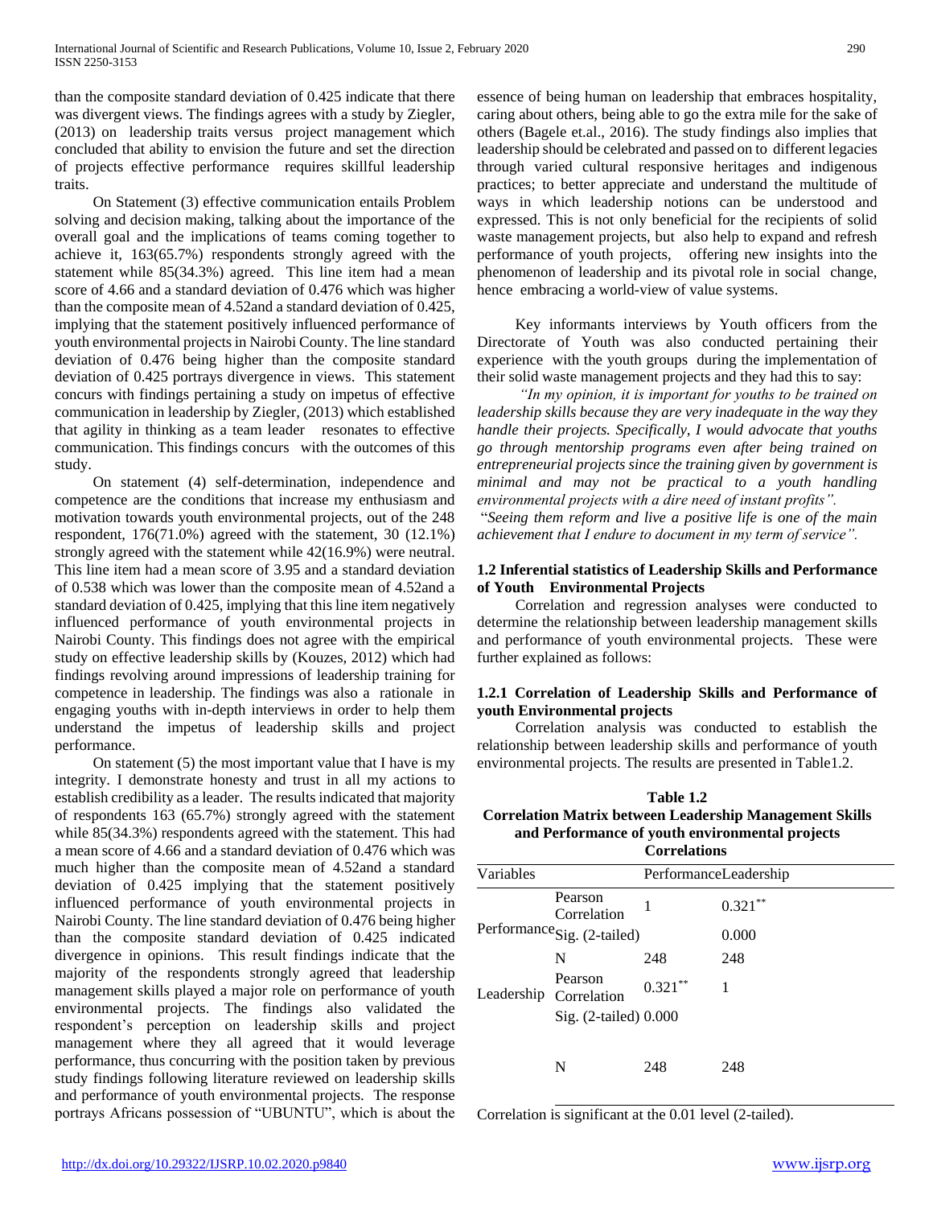than the composite standard deviation of 0.425 indicate that there was divergent views. The findings agrees with a study by Ziegler, (2013) on leadership traits versus project management which concluded that ability to envision the future and set the direction of projects effective performance requires skillful leadership traits.

On Statement (3) effective communication entails Problem solving and decision making, talking about the importance of the overall goal and the implications of teams coming together to achieve it, 163(65.7%) respondents strongly agreed with the statement while 85(34.3%) agreed. This line item had a mean score of 4.66 and a standard deviation of 0.476 which was higher than the composite mean of 4.52and a standard deviation of 0.425, implying that the statement positively influenced performance of youth environmental projects in Nairobi County. The line standard deviation of 0.476 being higher than the composite standard deviation of 0.425 portrays divergence in views. This statement concurs with findings pertaining a study on impetus of effective communication in leadership by Ziegler, (2013) which established that agility in thinking as a team leader resonates to effective communication. This findings concurs with the outcomes of this study.

On statement (4) self-determination, independence and competence are the conditions that increase my enthusiasm and motivation towards youth environmental projects, out of the 248 respondent, 176(71.0%) agreed with the statement, 30 (12.1%) strongly agreed with the statement while 42(16.9%) were neutral. This line item had a mean score of 3.95 and a standard deviation of 0.538 which was lower than the composite mean of 4.52and a standard deviation of 0.425, implying that this line item negatively influenced performance of youth environmental projects in Nairobi County. This findings does not agree with the empirical study on effective leadership skills by (Kouzes, 2012) which had findings revolving around impressions of leadership training for competence in leadership. The findings was also a rationale in engaging youths with in-depth interviews in order to help them understand the impetus of leadership skills and project performance.

On statement (5) the most important value that I have is my integrity. I demonstrate honesty and trust in all my actions to establish credibility as a leader. The results indicated that majority of respondents 163 (65.7%) strongly agreed with the statement while 85(34.3%) respondents agreed with the statement. This had a mean score of 4.66 and a standard deviation of 0.476 which was much higher than the composite mean of 4.52and a standard deviation of 0.425 implying that the statement positively influenced performance of youth environmental projects in Nairobi County. The line standard deviation of 0.476 being higher than the composite standard deviation of 0.425 indicated divergence in opinions. This result findings indicate that the majority of the respondents strongly agreed that leadership management skills played a major role on performance of youth environmental projects. The findings also validated the respondent's perception on leadership skills and project management where they all agreed that it would leverage performance, thus concurring with the position taken by previous study findings following literature reviewed on leadership skills and performance of youth environmental projects. The response portrays Africans possession of "UBUNTU", which is about the essence of being human on leadership that embraces hospitality, caring about others, being able to go the extra mile for the sake of others (Bagele et.al., 2016). The study findings also implies that leadership should be celebrated and passed on to different legacies through varied cultural responsive heritages and indigenous practices; to better appreciate and understand the multitude of ways in which leadership notions can be understood and expressed. This is not only beneficial for the recipients of solid waste management projects, but also help to expand and refresh performance of youth projects, offering new insights into the phenomenon of leadership and its pivotal role in social change, hence embracing a world-view of value systems.

Key informants interviews by Youth officers from the Directorate of Youth was also conducted pertaining their experience with the youth groups during the implementation of their solid waste management projects and they had this to say:

*"In my opinion, it is important for youths to be trained on leadership skills because they are very inadequate in the way they handle their projects. Specifically, I would advocate that youths go through mentorship programs even after being trained on entrepreneurial projects since the training given by government is minimal and may not be practical to a youth handling environmental projects with a dire need of instant profits".*

"*Seeing them reform and live a positive life is one of the main achievement that I endure to document in my term of service".*

### 1.2 Inferential statistics of Leadership Skills and Performance of Youth Environmental Projects

Correlation and regression analyses were conducted to determine the relationship between leadership management skills and performance of youth environmental projects. These were further explained as follows:

#### 1.2.1 Correlation of Leadership Skills and Performance of youth Environmental projects

Correlation analysis was conducted to establish the relationship between leadership skills and performance of youth environmental projects. The results are presented in Table1.2.

**Table 1.2**
**Correlation Matrix between Leadership Management Skills and Performance of youth environmental projects**
**Correlations**

| Variables | | Performance | Leadership |
|---|---|---|---|
| Performance | Pearson Correlation | 1 | 0.321** |
| | Sig. (2-tailed) | | 0.000 |
| | N | 248 | 248 |
| Leadership | Pearson Correlation | 0.321** | 1 |
| | Sig. (2-tailed) | 0.000 | |
| | N | 248 | 248 |

Correlation is significant at the 0.01 level (2-tailed).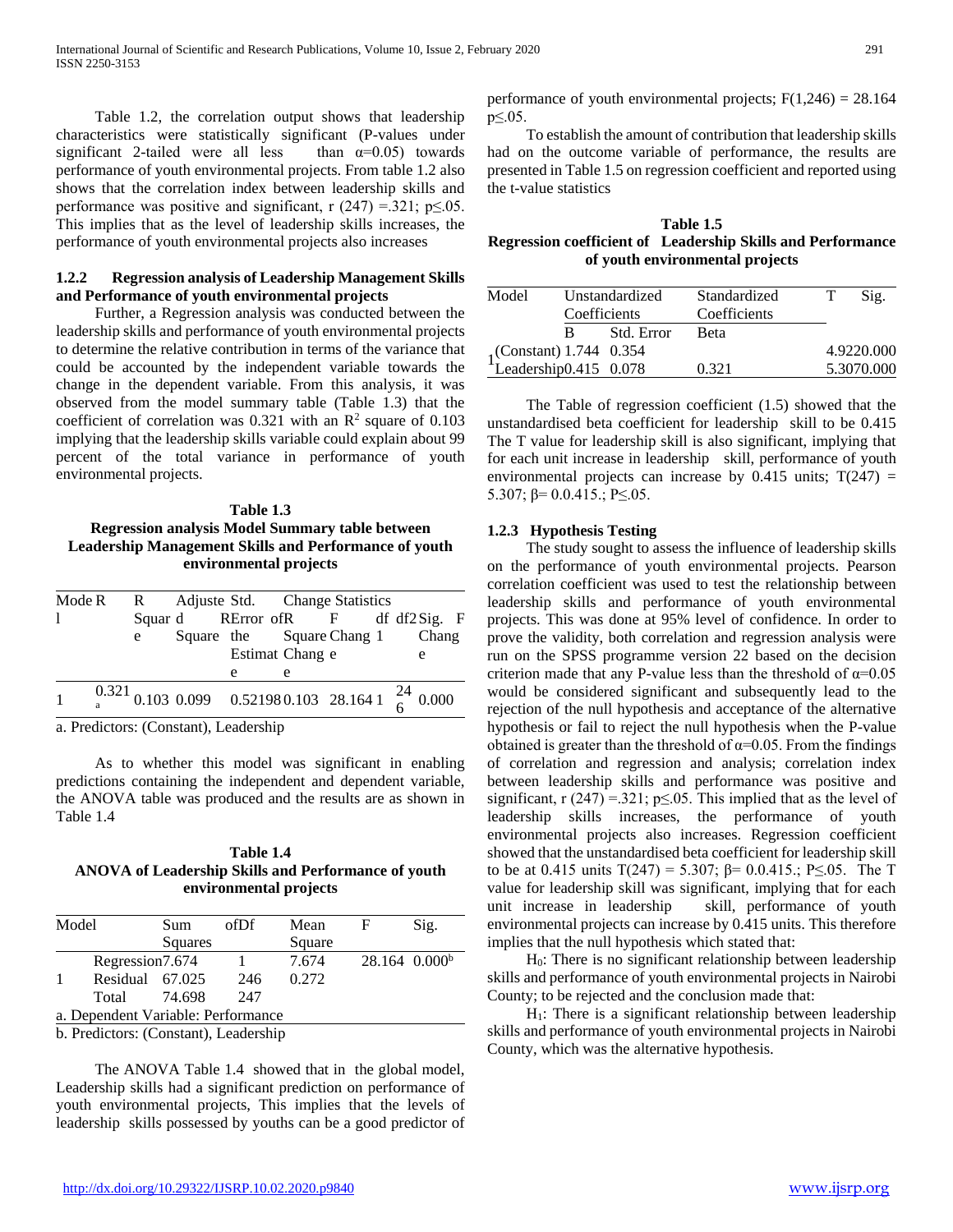Table 1.2, the correlation output shows that leadership characteristics were statistically significant (P-values under significant 2-tailed were all less than α=0.05) towards performance of youth environmental projects. From table 1.2 also shows that the correlation index between leadership skills and performance was positive and significant, r (247) =.321; p≤.05. This implies that as the level of leadership skills increases, the performance of youth environmental projects also increases

### 1.2.2 Regression analysis of Leadership Management Skills and Performance of youth environmental projects

Further, a Regression analysis was conducted between the leadership skills and performance of youth environmental projects to determine the relative contribution in terms of the variance that could be accounted by the independent variable towards the change in the dependent variable. From this analysis, it was observed from the model summary table (Table 1.3) that the coefficient of correlation was 0.321 with an $R^2$ square of 0.103 implying that the leadership skills variable could explain about 99 percent of the total variance in performance of youth environmental projects.

**Table 1.3**
**Regression analysis Model Summary table between Leadership Management Skills and Performance of youth environmental projects**

| Model | R | R Square | Adjusted R Square | Std. Error of the Estimate | Change Statistics | | | | |
|---|---|---|---|---|---|---|---|---|---|
| | | | | | R Square Change | F Change | df1 | df2 | Sig. F Change |
| 1 | 0.321[a] | 0.103 | 0.099 | 0.52198 | 0.103 | 28.164 | 1 | 246 | 0.000 |

a. Predictors: (Constant), Leadership

As to whether this model was significant in enabling predictions containing the independent and dependent variable, the ANOVA table was produced and the results are as shown in Table 1.4

**Table 1.4**
**ANOVA of Leadership Skills and Performance of youth environmental projects**

| Model | | Sum of Squares | Df | Mean Square | F | Sig. |
|---|---|---|---|---|---|---|
| 1 | Regression | 7.674 | 1 | 7.674 | 28.164 | 0.000[b] |
| | Residual | 67.025 | 246 | 0.272 | | |
| | Total | 74.698 | 247 | | | |

a. Dependent Variable: Performance

b. Predictors: (Constant), Leadership

The ANOVA Table 1.4 showed that in the global model, Leadership skills had a significant prediction on performance of youth environmental projects, This implies that the levels of leadership skills possessed by youths can be a good predictor of performance of youth environmental projects; F(1,246) = 28.164 p≤.05.

To establish the amount of contribution that leadership skills had on the outcome variable of performance, the results are presented in Table 1.5 on regression coefficient and reported using the t-value statistics

**Table 1.5**
**Regression coefficient of Leadership Skills and Performance of youth environmental projects**

| Model | | Unstandardized Coefficients | | Standardized Coefficients | T | Sig. |
|---|---|---|---|---|---|---|
| | | B | Std. Error | Beta | | |
| 1 | (Constant) | 1.744 | 0.354 | | 4.922 | 0.000 |
| | Leadership | 0.415 | 0.078 | 0.321 | 5.307 | 0.000 |

The Table of regression coefficient (1.5) showed that the unstandardised beta coefficient for leadership skill to be 0.415 The T value for leadership skill is also significant, implying that for each unit increase in leadership skill, performance of youth environmental projects can increase by 0.415 units; T(247) = 5.307; β= 0.0.415.; P≤.05.

### 1.2.3 Hypothesis Testing

The study sought to assess the influence of leadership skills on the performance of youth environmental projects. Pearson correlation coefficient was used to test the relationship between leadership skills and performance of youth environmental projects. This was done at 95% level of confidence. In order to prove the validity, both correlation and regression analysis were run on the SPSS programme version 22 based on the decision criterion made that any P-value less than the threshold of α=0.05 would be considered significant and subsequently lead to the rejection of the null hypothesis and acceptance of the alternative hypothesis or fail to reject the null hypothesis when the P-value obtained is greater than the threshold of α=0.05. From the findings of correlation and regression and analysis; correlation index between leadership skills and performance was positive and significant, r (247) =.321; p≤.05. This implied that as the level of leadership skills increases, the performance of youth environmental projects also increases. Regression coefficient showed that the unstandardised beta coefficient for leadership skill to be at 0.415 units T(247) = 5.307; β= 0.0.415.; P≤.05. The T value for leadership skill was significant, implying that for each unit increase in leadership skill, performance of youth environmental projects can increase by 0.415 units. This therefore implies that the null hypothesis which stated that:

$H_0$: There is no significant relationship between leadership skills and performance of youth environmental projects in Nairobi County; to be rejected and the conclusion made that:

$H_1$: There is a significant relationship between leadership skills and performance of youth environmental projects in Nairobi County, which was the alternative hypothesis.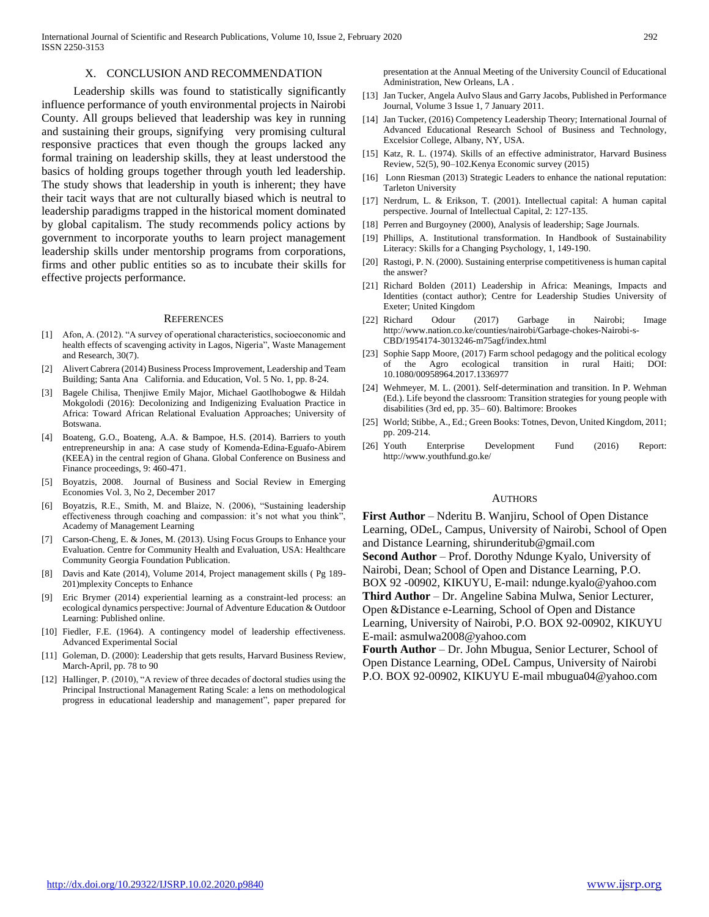## X. CONCLUSION AND RECOMMENDATION

Leadership skills was found to statistically significantly influence performance of youth environmental projects in Nairobi County. All groups believed that leadership was key in running and sustaining their groups, signifying very promising cultural responsive practices that even though the groups lacked any formal training on leadership skills, they at least understood the basics of holding groups together through youth led leadership. The study shows that leadership in youth is inherent; they have their tacit ways that are not culturally biased which is neutral to leadership paradigms trapped in the historical moment dominated by global capitalism. The study recommends policy actions by government to incorporate youths to learn project management leadership skills under mentorship programs from corporations, firms and other public entities so as to incubate their skills for effective projects performance.

## REFERENCES

[1] Afon, A. (2012). "A survey of operational characteristics, socioeconomic and health effects of scavenging activity in Lagos, Nigeria", Waste Management and Research, 30(7).

[2] Alivert Cabrera (2014) Business Process Improvement, Leadership and Team Building; Santa Ana California. and Education, Vol. 5 No. 1, pp. 8-24.

[3] Bagele Chilisa, Thenjiwe Emily Major, Michael Gaotlhobogwe & Hildah Mokgolodi (2016): Decolonizing and Indigenizing Evaluation Practice in Africa: Toward African Relational Evaluation Approaches; University of Botswana.

[4] Boateng, G.O., Boateng, A.A. & Bampoe, H.S. (2014). Barriers to youth entrepreneurship in ana: A case study of Komenda-Edina-Eguafo-Abirem (KEEA) in the central region of Ghana. Global Conference on Business and Finance proceedings, 9: 460-471.

[5] Boyatzis, 2008. Journal of Business and Social Review in Emerging Economies Vol. 3, No 2, December 2017

[6] Boyatzis, R.E., Smith, M. and Blaize, N. (2006), "Sustaining leadership effectiveness through coaching and compassion: it's not what you think", Academy of Management Learning

[7] Carson-Cheng, E. & Jones, M. (2013). Using Focus Groups to Enhance your Evaluation. Centre for Community Health and Evaluation, USA: Healthcare Community Georgia Foundation Publication.

[8] Davis and Kate (2014), Volume 2014, Project management skills ( Pg 189-201)mplexity Concepts to Enhance

[9] Eric Brymer (2014) experiential learning as a constraint-led process: an ecological dynamics perspective: Journal of Adventure Education & Outdoor Learning: Published online.

[10] Fiedler, F.E. (1964). A contingency model of leadership effectiveness. Advanced Experimental Social

[11] Goleman, D. (2000): Leadership that gets results, Harvard Business Review, March-April, pp. 78 to 90

[12] Hallinger, P. (2010), "A review of three decades of doctoral studies using the Principal Instructional Management Rating Scale: a lens on methodological progress in educational leadership and management", paper prepared for presentation at the Annual Meeting of the University Council of Educational Administration, New Orleans, LA .

[13] Jan Tucker, Angela AuIvo Slaus and Garry Jacobs, Published in Performance Journal, Volume 3 Issue 1, 7 January 2011.

[14] Jan Tucker, (2016) Competency Leadership Theory; International Journal of Advanced Educational Research School of Business and Technology, Excelsior College, Albany, NY, USA.

[15] Katz, R. L. (1974). Skills of an effective administrator, Harvard Business Review, 52(5), 90–102.Kenya Economic survey (2015)

[16] Lonn Riesman (2013) Strategic Leaders to enhance the national reputation: Tarleton University

[17] Nerdrum, L. & Erikson, T. (2001). Intellectual capital: A human capital perspective. Journal of Intellectual Capital, 2: 127-135.

[18] Perren and Burgoyney (2000), Analysis of leadership; Sage Journals.

[19] Phillips, A. Institutional transformation. In Handbook of Sustainability Literacy: Skills for a Changing Psychology, 1, 149-190.

[20] Rastogi, P. N. (2000). Sustaining enterprise competitiveness is human capital the answer?

[21] Richard Bolden (2011) Leadership in Africa: Meanings, Impacts and Identities (contact author); Centre for Leadership Studies University of Exeter; United Kingdom

[22] Richard Odour (2017) Garbage in Nairobi; Image http://www.nation.co.ke/counties/nairobi/Garbage-chokes-Nairobi-s-CBD/1954174-3013246-m75agf/index.html

[23] Sophie Sapp Moore, (2017) Farm school pedagogy and the political ecology of the Agro ecological transition in rural Haiti; DOI: 10.1080/00958964.2017.1336977

[24] Wehmeyer, M. L. (2001). Self-determination and transition. In P. Wehman (Ed.). Life beyond the classroom: Transition strategies for young people with disabilities (3rd ed, pp. 35– 60). Baltimore: Brookes

[25] World; Stibbe, A., Ed.; Green Books: Totnes, Devon, United Kingdom, 2011; pp. 209-214.

[26] Youth Enterprise Development Fund (2016) Report: http://www.youthfund.go.ke/

## AUTHORS

**First Author** – Nderitu B. Wanjiru, School of Open Distance Learning, ODeL, Campus, University of Nairobi, School of Open and Distance Learning, shirunderitub@gmail.com

**Second Author** – Prof. Dorothy Ndunge Kyalo, University of Nairobi, Dean; School of Open and Distance Learning, P.O. BOX 92 -00902, KIKUYU, E-mail: ndunge.kyalo@yahoo.com

**Third Author** – Dr. Angeline Sabina Mulwa, Senior Lecturer, Open &Distance e-Learning, School of Open and Distance Learning, University of Nairobi, P.O. BOX 92-00902, KIKUYU E-mail: asmulwa2008@yahoo.com

**Fourth Author** – Dr. John Mbugua, Senior Lecturer, School of Open Distance Learning, ODeL Campus, University of Nairobi P.O. BOX 92-00902, KIKUYU E-mail mbugua04@yahoo.com